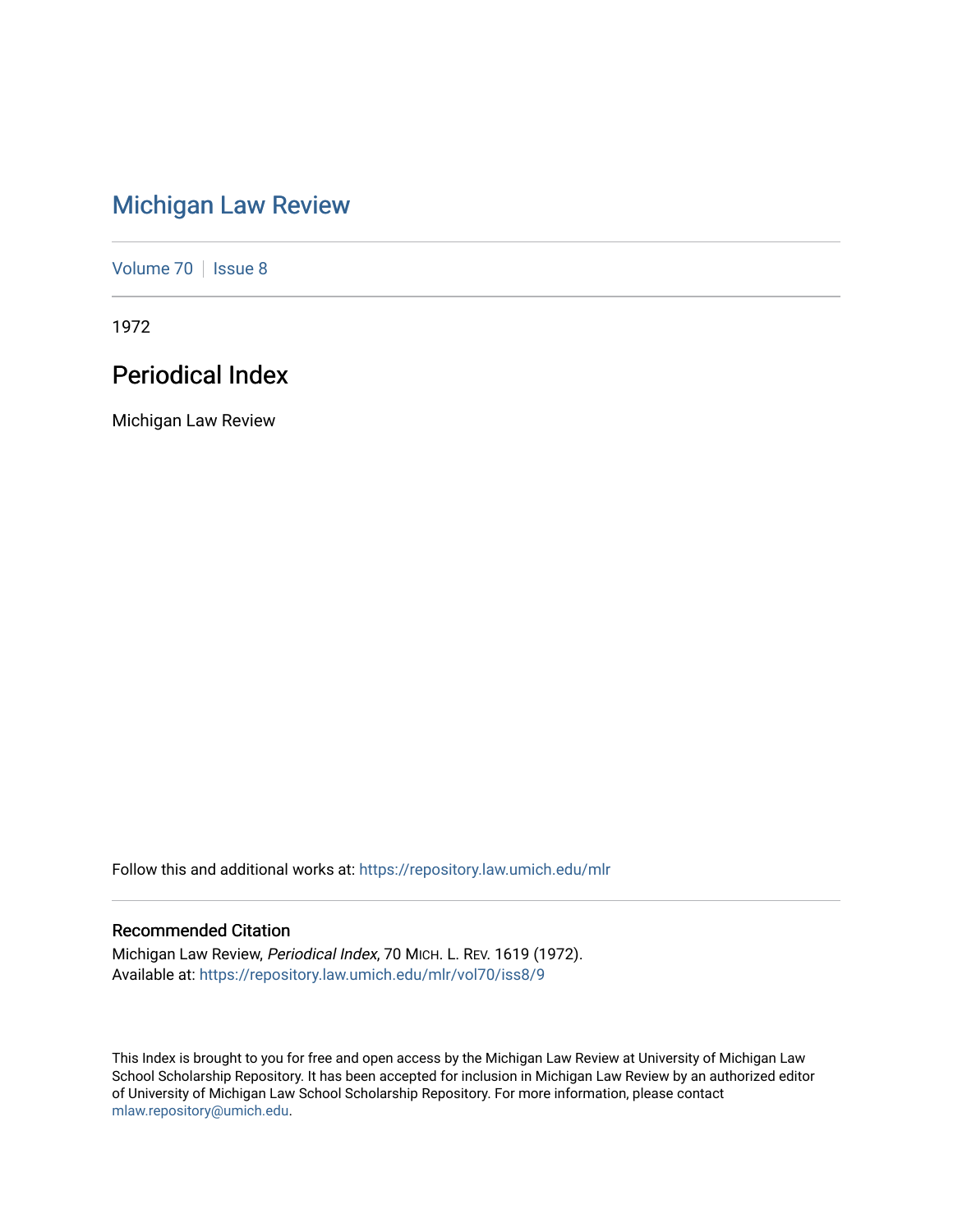# Michigan Law Review

Volume 70 | Issue 8

1972

## Periodical Index

Michigan Law Review

Follow this and additional works at: https://repository.law.umich.edu/mlr

### Recommended Citation

Michigan Law Review, *Periodical Index*, 70 MICH. L. REV. 1619 (1972).
Available at: https://repository.law.umich.edu/mlr/vol70/iss8/9

This Index is brought to you for free and open access by the Michigan Law Review at University of Michigan Law School Scholarship Repository. It has been accepted for inclusion in Michigan Law Review by an authorized editor of University of Michigan Law School Scholarship Repository. For more information, please contact mlaw.repository@umich.edu.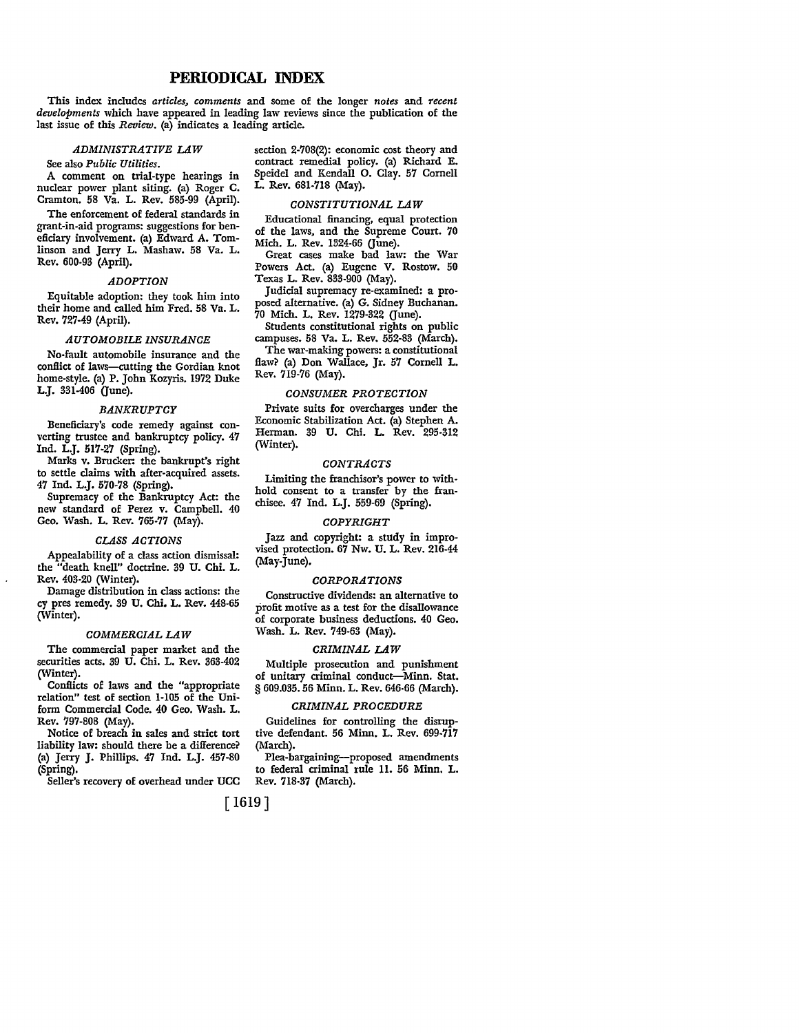# PERIODICAL INDEX

This index includes *articles, comments* and some of the longer *notes* and *recent developments* which have appeared in leading law reviews since the publication of the last issue of this *Review*. (a) indicates a leading article.

### *ADMINISTRATIVE LAW*

See also *Public Utilities.*

A comment on trial-type hearings in nuclear power plant siting. (a) Roger C. Cramton. 58 Va. L. Rev. 585-99 (April).

The enforcement of federal standards in grant-in-aid programs: suggestions for beneficiary involvement. (a) Edward A. Tomlinson and Jerry L. Mashaw. 58 Va. L. Rev. 600-93 (April).

### *ADOPTION*

Equitable adoption: they took him into their home and called him Fred. 58 Va. L. Rev. 727-49 (April).

### *AUTOMOBILE INSURANCE*

No-fault automobile insurance and the conflict of laws—cutting the Gordian knot home-style. (a) P. John Kozyris. 1972 Duke L.J. 331-406 (June).

### *BANKRUPTCY*

Beneficiary's code remedy against converting trustee and bankruptcy policy. 47 Ind. L.J. 517-27 (Spring).

Marks v. Brucker: the bankrupt's right to settle claims with after-acquired assets. 47 Ind. L.J. 570-78 (Spring).

Supremacy of the Bankruptcy Act: the new standard of Perez v. Campbell. 40 Geo. Wash. L. Rev. 765-77 (May).

### *CLASS ACTIONS*

Appealability of a class action dismissal: the "death knell" doctrine. 39 U. Chi. L. Rev. 403-20 (Winter).

Damage distribution in class actions: the cy pres remedy. 39 U. Chi. L. Rev. 448-65 (Winter).

### *COMMERCIAL LAW*

The commercial paper market and the securities acts. 39 U. Chi. L. Rev. 363-402 (Winter).

Conflicts of laws and the "appropriate relation" test of section 1-105 of the Uniform Commercial Code. 40 Geo. Wash. L. Rev. 797-808 (May).

Notice of breach in sales and strict tort liability law: should there be a difference? (a) Jerry J. Phillips. 47 Ind. L.J. 457-80 (Spring).

Seller's recovery of overhead under UCC section 2-708(2): economic cost theory and contract remedial policy. (a) Richard E. Speidel and Kendall O. Clay. 57 Cornell L. Rev. 681-718 (May).

### *CONSTITUTIONAL LAW*

Educational financing, equal protection of the laws, and the Supreme Court. 70 Mich. L. Rev. 1324-66 (June).

Great cases make bad law: the War Powers Act. (a) Eugene V. Rostow. 50 Texas L. Rev. 833-900 (May).

Judicial supremacy re-examined: a proposed alternative. (a) G. Sidney Buchanan. 70 Mich. L. Rev. 1279-322 (June).

Students constitutional rights on public campuses. 58 Va. L. Rev. 552-83 (March).

The war-making powers: a constitutional flaw? (a) Don Wallace, Jr. 57 Cornell L. Rev. 719-76 (May).

### *CONSUMER PROTECTION*

Private suits for overcharges under the Economic Stabilization Act. (a) Stephen A. Herman. 39 U. Chi. L. Rev. 295-312 (Winter).

### *CONTRACTS*

Limiting the franchisor's power to withhold consent to a transfer by the franchisee. 47 Ind. L.J. 559-69 (Spring).

### *COPYRIGHT*

Jazz and copyright: a study in improvised protection. 67 Nw. U. L. Rev. 216-44 (May-June).

### *CORPORATIONS*

Constructive dividends: an alternative to profit motive as a test for the disallowance of corporate business deductions. 40 Geo. Wash. L. Rev. 749-63 (May).

### *CRIMINAL LAW*

Multiple prosecution and punishment of unitary criminal conduct—Minn. Stat. § 609.035. 56 Minn. L. Rev. 646-66 (March).

### *CRIMINAL PROCEDURE*

Guidelines for controlling the disruptive defendant. 56 Minn. L. Rev. 699-717 (March).

Plea-bargaining—proposed amendments to federal criminal rule 11. 56 Minn. L. Rev. 718-37 (March).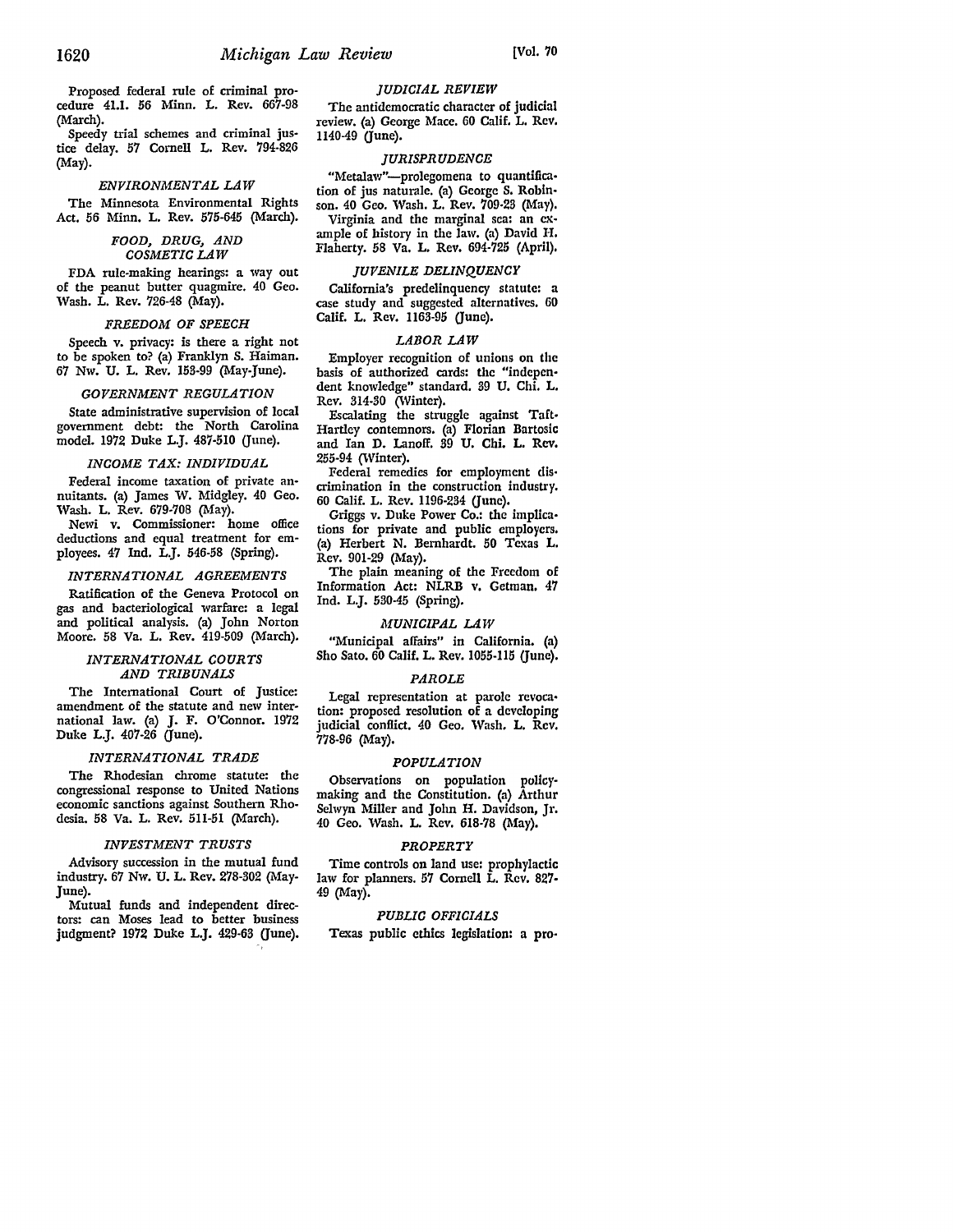Proposed federal rule of criminal procedure 41.1. 56 Minn. L. Rev. 667-98 (March).

Speedy trial schemes and criminal justice delay. 57 Cornell L. Rev. 794-826 (May).

### *ENVIRONMENTAL LAW*

The Minnesota Environmental Rights Act. 56 Minn. L. Rev. 575-645 (March).

### *FOOD, DRUG, AND COSMETIC LAW*

FDA rule-making hearings: a way out of the peanut butter quagmire. 40 Geo. Wash. L. Rev. 726-48 (May).

### *FREEDOM OF SPEECH*

Speech v. privacy: is there a right not to be spoken to? (a) Franklyn S. Haiman. 67 Nw. U. L. Rev. 153-99 (May-June).

### *GOVERNMENT REGULATION*

State administrative supervision of local government debt: the North Carolina model. 1972 Duke L.J. 487-510 (June).

### *INCOME TAX: INDIVIDUAL*

Federal income taxation of private annuitants. (a) James W. Midgley. 40 Geo. Wash. L. Rev. 679-708 (May).

Newi v. Commissioner: home office deductions and equal treatment for employees. 47 Ind. L.J. 546-58 (Spring).

### *INTERNATIONAL AGREEMENTS*

Ratification of the Geneva Protocol on gas and bacteriological warfare: a legal and political analysis. (a) John Norton Moore. 58 Va. L. Rev. 419-509 (March).

### *INTERNATIONAL COURTS AND TRIBUNALS*

The International Court of Justice: amendment of the statute and new international law. (a) J. F. O'Connor. 1972 Duke L.J. 407-26 (June).

### *INTERNATIONAL TRADE*

The Rhodesian chrome statute: the congressional response to United Nations economic sanctions against Southern Rhodesia. 58 Va. L. Rev. 511-51 (March).

### *INVESTMENT TRUSTS*

Advisory succession in the mutual fund industry. 67 Nw. U. L. Rev. 278-302 (May-June).

Mutual funds and independent directors: can Moses lead to better business judgment? 1972 Duke L.J. 429-63 (June).

### *JUDICIAL REVIEW*

The antidemocratic character of judicial review. (a) George Mace. 60 Calif. L. Rev. 1140-49 (June).

### *JURISPRUDENCE*

"Metalaw"—prolegomena to quantification of jus naturale. (a) George S. Robinson. 40 Geo. Wash. L. Rev. 709-23 (May).

Virginia and the marginal sea: an example of history in the law. (a) David H. Flaherty. 58 Va. L. Rev. 694-725 (April).

### *JUVENILE DELINQUENCY*

California's predelinquency statute: a case study and suggested alternatives. 60 Calif. L. Rev. 1163-95 (June).

### *LABOR LAW*

Employer recognition of unions on the basis of authorized cards: the "independent knowledge" standard. 39 U. Chi. L. Rev. 314-30 (Winter).

Escalating the struggle against Taft-Hartley contemnors. (a) Florian Bartosic and Ian D. Lanoff. 39 U. Chi. L. Rev. 255-94 (Winter).

Federal remedies for employment discrimination in the construction industry. 60 Calif. L. Rev. 1196-234 (June).

Griggs v. Duke Power Co.: the implications for private and public employers. (a) Herbert N. Bernhardt. 50 Texas L. Rev. 901-29 (May).

The plain meaning of the Freedom of Information Act: NLRB v. Getman. 47 Ind. L.J. 530-45 (Spring).

### *MUNICIPAL LAW*

"Municipal affairs" in California. (a) Sho Sato. 60 Calif. L. Rev. 1055-115 (June).

### *PAROLE*

Legal representation at parole revocation: proposed resolution of a developing judicial conflict. 40 Geo. Wash. L. Rev. 778-96 (May).

### *POPULATION*

Observations on population policymaking and the Constitution. (a) Arthur Selwyn Miller and John H. Davidson, Jr. 40 Geo. Wash. L. Rev. 618-78 (May).

### *PROPERTY*

Time controls on land use: prophylactic law for planners. 57 Cornell L. Rev. 827-49 (May).

### *PUBLIC OFFICIALS*

Texas public ethics legislation: a pro-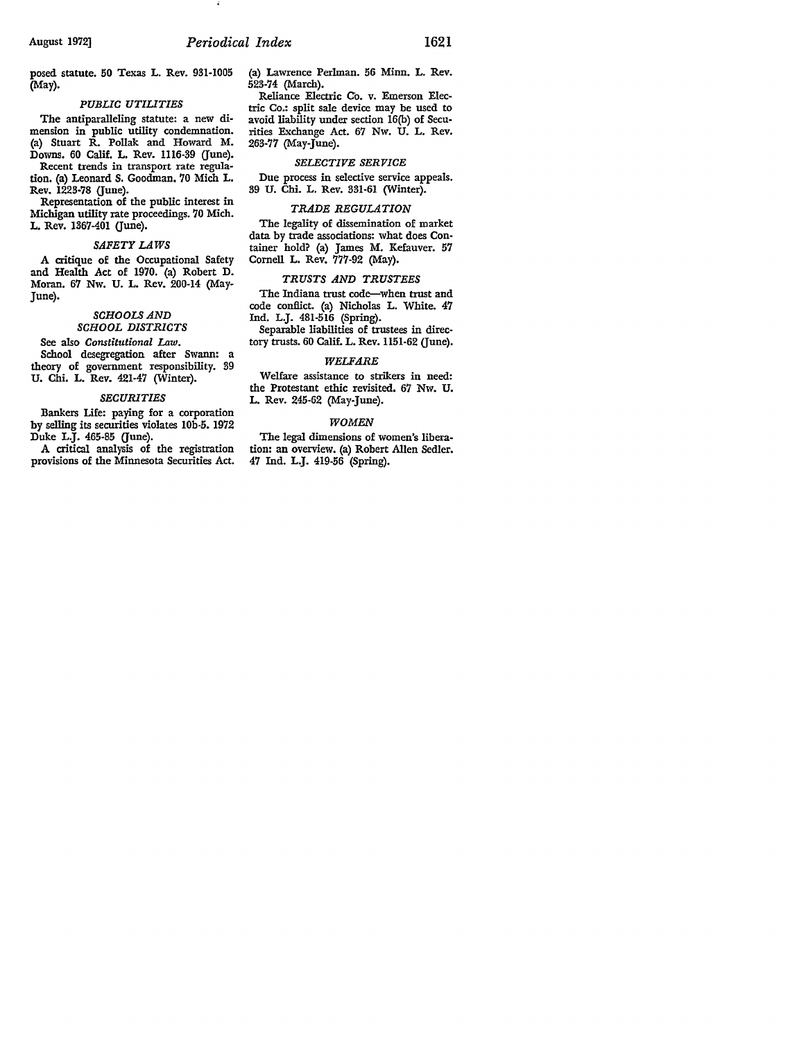posed statute. 50 Texas L. Rev. 931-1005 (May).

### PUBLIC UTILITIES

The antiparalleling statute: a new dimension in public utility condemnation. (a) Stuart R. Pollak and Howard M. Downs. 60 Calif. L. Rev. 1116-39 (June).

Recent trends in transport rate regulation. (a) Leonard S. Goodman. 70 Mich L. Rev. 1223-78 (June).

Representation of the public interest in Michigan utility rate proceedings. 70 Mich. L. Rev. 1367-401 (June).

### SAFETY LAWS

A critique of the Occupational Safety and Health Act of 1970. (a) Robert D. Moran. 67 Nw. U. L. Rev. 200-14 (May-June).

### SCHOOLS AND SCHOOL DISTRICTS

See also *Constitutional Law*.

School desegregation after Swann: a theory of government responsibility. 39 U. Chi. L. Rev. 421-47 (Winter).

### SECURITIES

Bankers Life: paying for a corporation by selling its securities violates 10b-5. 1972 Duke L.J. 465-85 (June).

A critical analysis of the registration provisions of the Minnesota Securities Act. (a) Lawrence Perlman. 56 Minn. L. Rev. 523-74 (March).

Reliance Electric Co. v. Emerson Electric Co.: split sale device may be used to avoid liability under section 16(b) of Securities Exchange Act. 67 Nw. U. L. Rev. 263-77 (May-June).

### SELECTIVE SERVICE

Due process in selective service appeals. 39 U. Chi. L. Rev. 331-61 (Winter).

### TRADE REGULATION

The legality of dissemination of market data by trade associations: what does Container hold? (a) James M. Kefauver. 57 Cornell L. Rev. 777-92 (May).

### TRUSTS AND TRUSTEES

The Indiana trust code—when trust and code conflict. (a) Nicholas L. White. 47 Ind. L.J. 481-516 (Spring).

Separable liabilities of trustees in directory trusts. 60 Calif. L. Rev. 1151-62 (June).

### WELFARE

Welfare assistance to strikers in need: the Protestant ethic revisited. 67 Nw. U. L. Rev. 245-62 (May-June).

### WOMEN

The legal dimensions of women's liberation: an overview. (a) Robert Allen Sedler. 47 Ind. L.J. 419-56 (Spring).